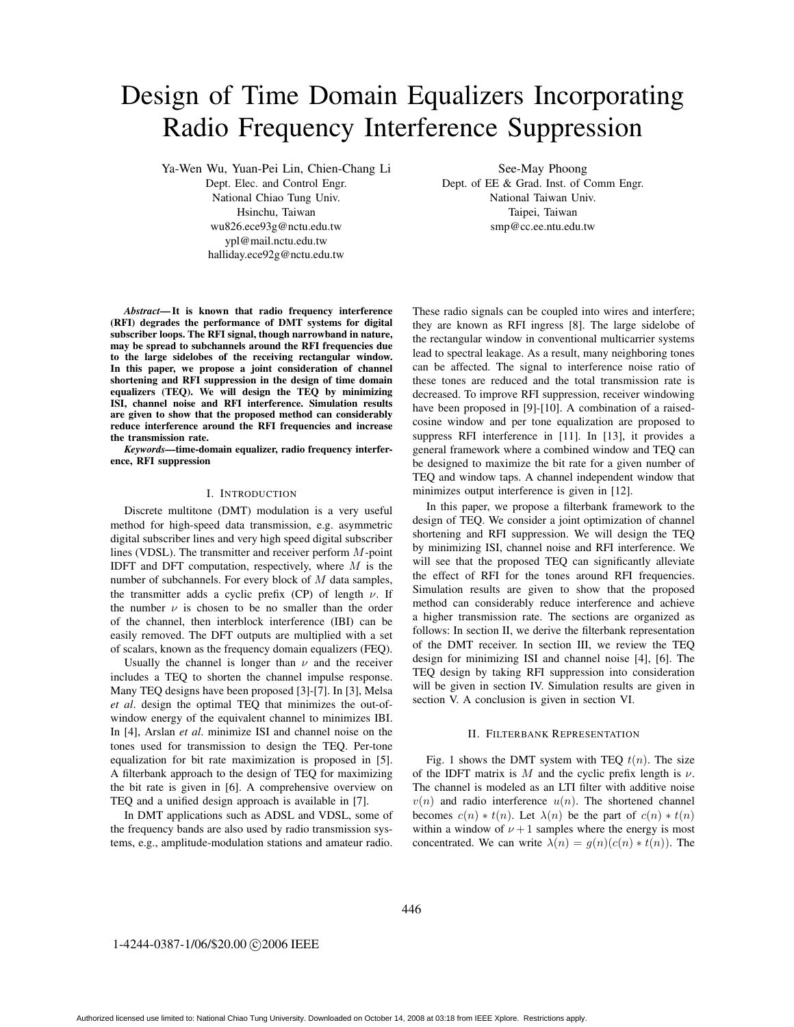# Design of Time Domain Equalizers Incorporating Radio Frequency Interference Suppression

Ya-Wen Wu, Yuan-Pei Lin, Chien-Chang Li
Dept. Elec. and Control Engr.
National Chiao Tung Univ.
Hsinchu, Taiwan
wu826.ece93g@nctu.edu.tw
ypl@mail.nctu.edu.tw
halliday.ece92g@nctu.edu.tw

See-May Phoong
Dept. of EE & Grad. Inst. of Comm Engr.
National Taiwan Univ.
Taipei, Taiwan
smp@cc.ee.ntu.edu.tw

***Abstract*— It is known that radio frequency interference (RFI) degrades the performance of DMT systems for digital subscriber loops. The RFI signal, though narrowband in nature, may be spread to subchannels around the RFI frequencies due to the large sidelobes of the receiving rectangular window. In this paper, we propose a joint consideration of channel shortening and RFI suppression in the design of time domain equalizers (TEQ). We will design the TEQ by minimizing ISI, channel noise and RFI interference. Simulation results are given to show that the proposed method can considerably reduce interference around the RFI frequencies and increase the transmission rate.**

***Keywords*—time-domain equalizer, radio frequency interference, RFI suppression**

## I. Introduction

Discrete multitone (DMT) modulation is a very useful method for high-speed data transmission, e.g. asymmetric digital subscriber lines and very high speed digital subscriber lines (VDSL). The transmitter and receiver perform $M$-point IDFT and DFT computation, respectively, where $M$ is the number of subchannels. For every block of $M$ data samples, the transmitter adds a cyclic prefix (CP) of length $\nu$. If the number $\nu$ is chosen to be no smaller than the order of the channel, then interblock interference (IBI) can be easily removed. The DFT outputs are multiplied with a set of scalars, known as the frequency domain equalizers (FEQ).

Usually the channel is longer than $\nu$ and the receiver includes a TEQ to shorten the channel impulse response. Many TEQ designs have been proposed [3]-[7]. In [3], Melsa *et al*. design the optimal TEQ that minimizes the out-of-window energy of the equivalent channel to minimizes IBI. In [4], Arslan *et al*. minimize ISI and channel noise on the tones used for transmission to design the TEQ. Per-tone equalization for bit rate maximization is proposed in [5]. A filterbank approach to the design of TEQ for maximizing the bit rate is given in [6]. A comprehensive overview on TEQ and a unified design approach is available in [7].

In DMT applications such as ADSL and VDSL, some of the frequency bands are also used by radio transmission systems, e.g., amplitude-modulation stations and amateur radio. These radio signals can be coupled into wires and interfere; they are known as RFI ingress [8]. The large sidelobe of the rectangular window in conventional multicarrier systems lead to spectral leakage. As a result, many neighboring tones can be affected. The signal to interference noise ratio of these tones are reduced and the total transmission rate is decreased. To improve RFI suppression, receiver windowing have been proposed in [9]-[10]. A combination of a raised-cosine window and per tone equalization are proposed to suppress RFI interference in [11]. In [13], it provides a general framework where a combined window and TEQ can be designed to maximize the bit rate for a given number of TEQ and window taps. A channel independent window that minimizes output interference is given in [12].

In this paper, we propose a filterbank framework to the design of TEQ. We consider a joint optimization of channel shortening and RFI suppression. We will design the TEQ by minimizing ISI, channel noise and RFI interference. We will see that the proposed TEQ can significantly alleviate the effect of RFI for the tones around RFI frequencies. Simulation results are given to show that the proposed method can considerably reduce interference and achieve a higher transmission rate. The sections are organized as follows: In section II, we derive the filterbank representation of the DMT receiver. In section III, we review the TEQ design for minimizing ISI and channel noise [4], [6]. The TEQ design by taking RFI suppression into consideration will be given in section IV. Simulation results are given in section V. A conclusion is given in section VI.

## II. Filterbank Representation

Fig. 1 shows the DMT system with TEQ $t(n)$. The size of the IDFT matrix is $M$ and the cyclic prefix length is $\nu$. The channel is modeled as an LTI filter with additive noise $v(n)$ and radio interference $u(n)$. The shortened channel becomes $c(n) * t(n)$. Let $\lambda(n)$ be the part of $c(n) * t(n)$ within a window of $\nu + 1$ samples where the energy is most concentrated. We can write $\lambda(n) = g(n)(c(n) * t(n))$. The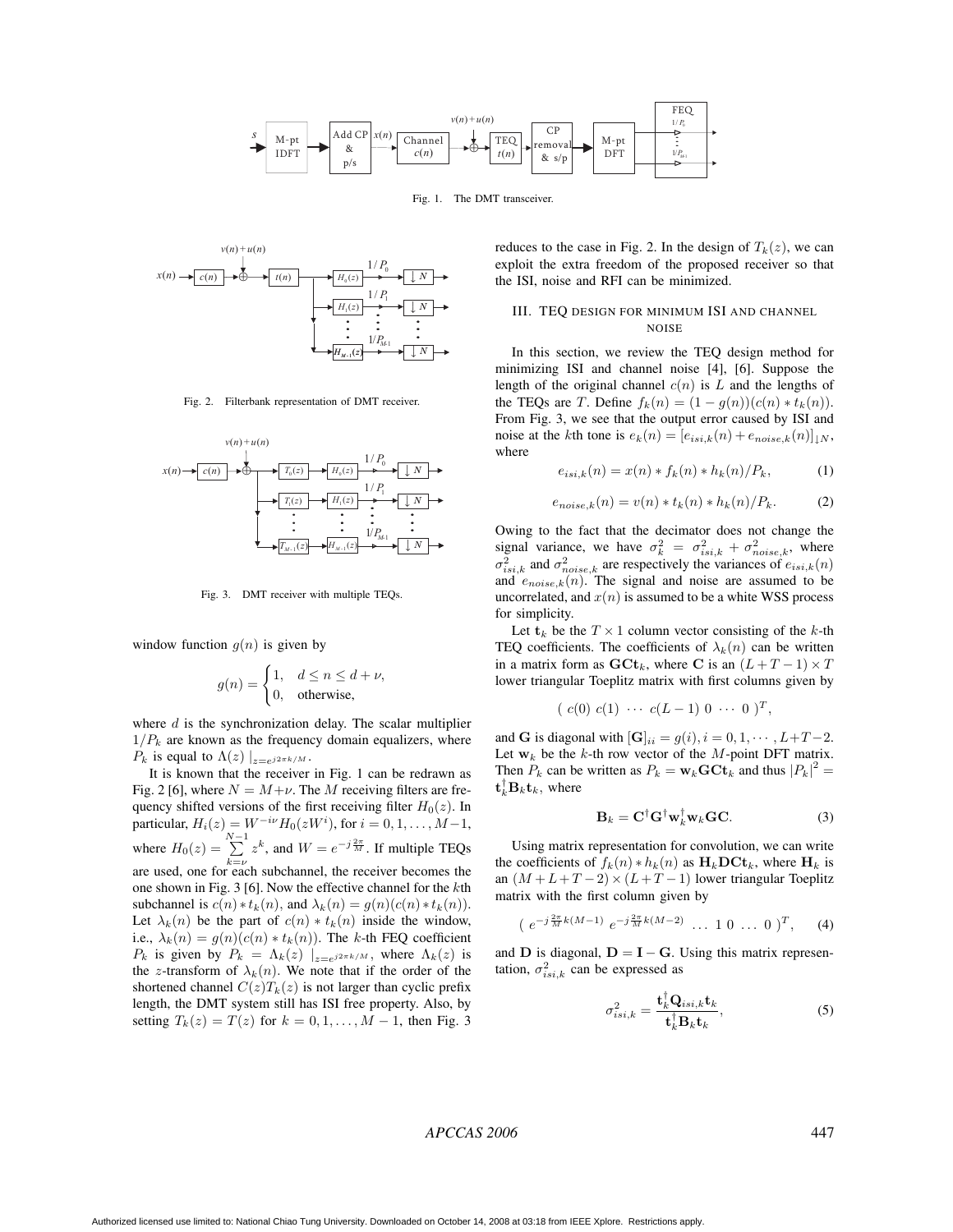Fig. 1. The DMT transceiver.

Fig. 2. Filterbank representation of DMT receiver.

Fig. 3. DMT receiver with multiple TEQs.

window function $g(n)$ is given by

$$g(n) = \begin{cases} 1, & d \leq n \leq d + \nu, \\ 0, & \text{otherwise,} \end{cases}$$

where $d$ is the synchronization delay. The scalar multiplier $1/P_k$ are known as the frequency domain equalizers, where $P_k$ is equal to $\Lambda(z) \mid_{z=e^{j2\pi k/M}}$.

It is known that the receiver in Fig. 1 can be redrawn as Fig. 2 [6], where $N = M+\nu$. The $M$ receiving filters are frequency shifted versions of the first receiving filter $H_0(z)$. In particular, $H_i(z) = W^{-i\nu} H_0(zW^i)$, for $i = 0, 1, \ldots, M-1$, where $H_0(z) = \sum_{k=\nu}^{N-1} z^k$, and $W = e^{-j\frac{2\pi}{M}}$. If multiple TEQs are used, one for each subchannel, the receiver becomes the one shown in Fig. 3 [6]. Now the effective channel for the $k$th subchannel is $c(n) * t_k(n)$, and $\lambda_k(n) = g(n)(c(n) * t_k(n))$. Let $\lambda_k(n)$ be the part of $c(n) * t_k(n)$ inside the window, i.e., $\lambda_k(n) = g(n)(c(n) * t_k(n))$. The $k$-th FEQ coefficient $P_k$ is given by $P_k = \Lambda_k(z) \mid_{z=e^{j2\pi k/M}}$, where $\Lambda_k(z)$ is the $z$-transform of $\lambda_k(n)$. We note that if the order of the shortened channel $C(z)T_k(z)$ is not larger than cyclic prefix length, the DMT system still has ISI free property. Also, by setting $T_k(z) = T(z)$ for $k = 0, 1, \ldots, M-1$, then Fig. 3 reduces to the case in Fig. 2. In the design of $T_k(z)$, we can exploit the extra freedom of the proposed receiver so that the ISI, noise and RFI can be minimized.

## III. TEQ design for minimum ISI and channel noise

In this section, we review the TEQ design method for minimizing ISI and channel noise [4], [6]. Suppose the length of the original channel $c(n)$ is $L$ and the lengths of the TEQs are $T$. Define $f_k(n) = (1 - g(n))(c(n) * t_k(n))$. From Fig. 3, we see that the output error caused by ISI and noise at the $k$th tone is $e_k(n) = [e_{isi,k}(n) + e_{noise,k}(n)]_{\downarrow N}$, where

$$e_{isi,k}(n) = x(n) * f_k(n) * h_k(n)/P_k, \tag{1}$$

$$e_{noise,k}(n) = v(n) * t_k(n) * h_k(n)/P_k. \tag{2}$$

Owing to the fact that the decimator does not change the signal variance, we have $\sigma_k^2 = \sigma_{isi,k}^2 + \sigma_{noise,k}^2$, where $\sigma_{isi,k}^2$ and $\sigma_{noise,k}^2$ are respectively the variances of $e_{isi,k}(n)$ and $e_{noise,k}(n)$. The signal and noise are assumed to be uncorrelated, and $x(n)$ is assumed to be a white WSS process for simplicity.

Let $\mathbf{t}_k$ be the $T \times 1$ column vector consisting of the $k$-th TEQ coefficients. The coefficients of $\lambda_k(n)$ can be written in a matrix form as $\mathbf{GCt}_k$, where $\mathbf{C}$ is an $(L+T-1) \times T$ lower triangular Toeplitz matrix with first columns given by

$$(\ c(0)\ c(1)\ \cdots\ c(L-1)\ 0\ \cdots\ 0\ )^T,$$

and $\mathbf{G}$ is diagonal with $[\mathbf{G}]_{ii} = g(i), i = 0, 1, \cdots, L+T-2$. Let $\mathbf{w}_k$ be the $k$-th row vector of the $M$-point DFT matrix. Then $P_k$ can be written as $P_k = \mathbf{w}_k \mathbf{GCt}_k$ and thus $|P_k|^2 = \mathbf{t}_k^\dagger \mathbf{B}_k \mathbf{t}_k$, where

$$\mathbf{B}_k = \mathbf{C}^\dagger \mathbf{G}^\dagger \mathbf{w}_k^\dagger \mathbf{w}_k \mathbf{GC}. \tag{3}$$

Using matrix representation for convolution, we can write the coefficients of $f_k(n) * h_k(n)$ as $\mathbf{H}_k \mathbf{DCt}_k$, where $\mathbf{H}_k$ is an $(M+L+T-2) \times (L+T-1)$ lower triangular Toeplitz matrix with the first column given by

$$(\ e^{-j\frac{2\pi}{M}k(M-1)}\ e^{-j\frac{2\pi}{M}k(M-2)}\ \ldots\ 1\ 0\ \ldots\ 0\ )^T, \tag{4}$$

and $\mathbf{D}$ is diagonal, $\mathbf{D} = \mathbf{I} - \mathbf{G}$. Using this matrix representation, $\sigma_{isi,k}^2$ can be expressed as

$$\sigma_{isi,k}^2 = \frac{\mathbf{t}_k^\dagger \mathbf{Q}_{isi,k} \mathbf{t}_k}{\mathbf{t}_k^\dagger \mathbf{B}_k \mathbf{t}_k}, \tag{5}$$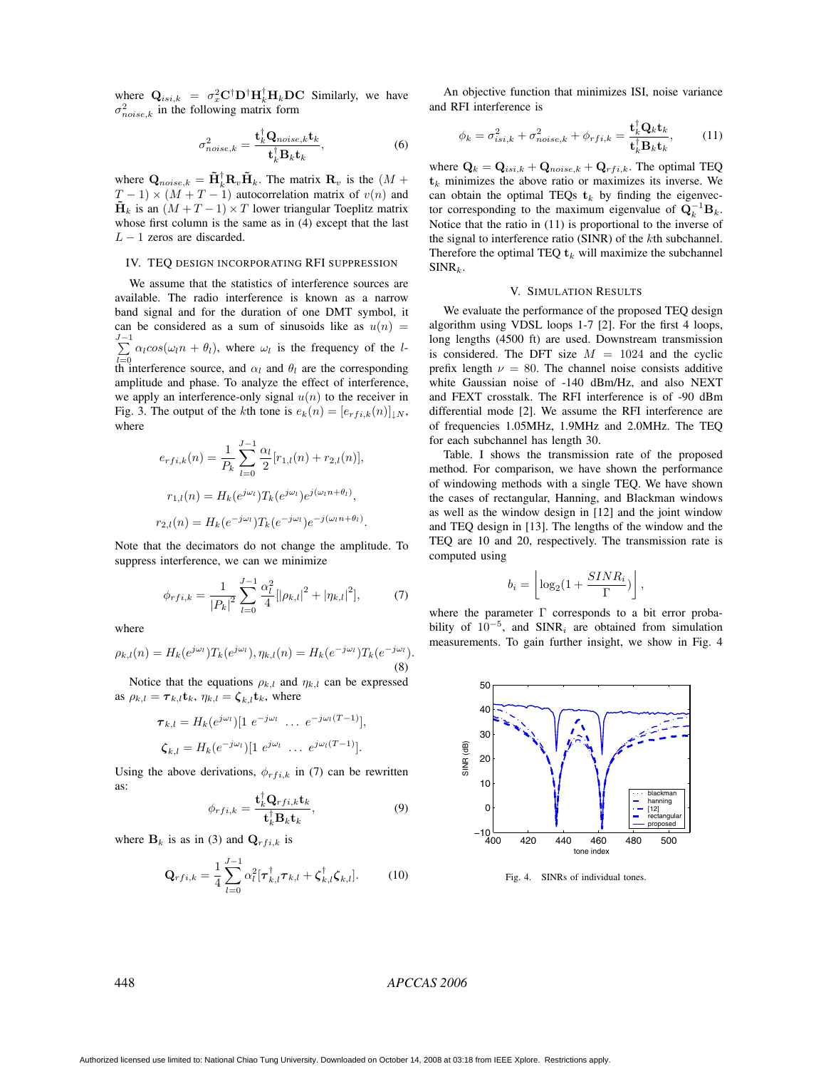where $\mathbf{Q}_{isi,k} = \sigma_x^2 \mathbf{C}^\dagger \mathbf{D}^\dagger \mathbf{H}_k^\dagger \mathbf{H}_k \mathbf{D} \mathbf{C}$ Similarly, we have $\sigma^2_{noise,k}$ in the following matrix form

$$\sigma^2_{noise,k} = \frac{\mathbf{t}_k^\dagger \mathbf{Q}_{noise,k} \mathbf{t}_k}{\mathbf{t}_k^\dagger \mathbf{B}_k \mathbf{t}_k}, \tag{6}$$

where $\mathbf{Q}_{noise,k} = \tilde{\mathbf{H}}_k^\dagger \mathbf{R}_v \tilde{\mathbf{H}}_k$. The matrix $\mathbf{R}_v$ is the $(M+T-1) \times (M+T-1)$ autocorrelation matrix of $v(n)$ and $\tilde{\mathbf{H}}_k$ is an $(M+T-1) \times T$ lower triangular Toeplitz matrix whose first column is the same as in (4) except that the last $L-1$ zeros are discarded.

## IV. TEQ design incorporating RFI suppression

We assume that the statistics of interference sources are available. The radio interference is known as a narrow band signal and for the duration of one DMT symbol, it can be considered as a sum of sinusoids like as $u(n) = \sum_{l=0}^{J-1} \alpha_l cos(\omega_l n + \theta_l)$, where $\omega_l$ is the frequency of the $l$-th interference source, and $\alpha_l$ and $\theta_l$ are the corresponding amplitude and phase. To analyze the effect of interference, we apply an interference-only signal $u(n)$ to the receiver in Fig. 3. The output of the $k$th tone is $e_k(n) = [e_{rfi,k}(n)]_{\downarrow N}$, where

$$e_{rfi,k}(n) = \frac{1}{P_k} \sum_{l=0}^{J-1} \frac{\alpha_l}{2} [r_{1,l}(n) + r_{2,l}(n)],$$

$$r_{1,l}(n) = H_k(e^{j\omega_l}) T_k(e^{j\omega_l}) e^{j(\omega_l n + \theta_l)},$$

$$r_{2,l}(n) = H_k(e^{-j\omega_l}) T_k(e^{-j\omega_l}) e^{-j(\omega_l n + \theta_l)}.$$

Note that the decimators do not change the amplitude. To suppress interference, we can we minimize

$$\phi_{rfi,k} = \frac{1}{|P_k|^2} \sum_{l=0}^{J-1} \frac{\alpha_l^2}{4} [|\rho_{k,l}|^2 + |\eta_{k,l}|^2], \tag{7}$$

where

$$\rho_{k,l}(n) = H_k(e^{j\omega_l}) T_k(e^{j\omega_l}), \eta_{k,l}(n) = H_k(e^{-j\omega_l}) T_k(e^{-j\omega_l}). \tag{8}$$

Notice that the equations $\rho_{k,l}$ and $\eta_{k,l}$ can be expressed as $\rho_{k,l} = \boldsymbol{\tau}_{k,l} \mathbf{t}_k$, $\eta_{k,l} = \boldsymbol{\zeta}_{k,l} \mathbf{t}_k$, where

$$\boldsymbol{\tau}_{k,l} = H_k(e^{j\omega_l})[1 \; e^{-j\omega_l} \; \ldots \; e^{-j\omega_l(T-1)}],$$

$$\boldsymbol{\zeta}_{k,l} = H_k(e^{-j\omega_l})[1 \; e^{j\omega_l} \; \ldots \; e^{j\omega_l(T-1)}].$$

Using the above derivations, $\phi_{rfi,k}$ in (7) can be rewritten as:

$$\phi_{rfi,k} = \frac{\mathbf{t}_k^\dagger \mathbf{Q}_{rfi,k} \mathbf{t}_k}{\mathbf{t}_k^\dagger \mathbf{B}_k \mathbf{t}_k}, \tag{9}$$

where $\mathbf{B}_k$ is as in (3) and $\mathbf{Q}_{rfi,k}$ is

$$\mathbf{Q}_{rfi,k} = \frac{1}{4} \sum_{l=0}^{J-1} \alpha_l^2 [\boldsymbol{\tau}_{k,l}^\dagger \boldsymbol{\tau}_{k,l} + \boldsymbol{\zeta}_{k,l}^\dagger \boldsymbol{\zeta}_{k,l}]. \tag{10}$$

An objective function that minimizes ISI, noise variance and RFI interference is

$$\phi_k = \sigma^2_{isi,k} + \sigma^2_{noise,k} + \phi_{rfi,k} = \frac{\mathbf{t}_k^\dagger \mathbf{Q}_k \mathbf{t}_k}{\mathbf{t}_k^\dagger \mathbf{B}_k \mathbf{t}_k}, \tag{11}$$

where $\mathbf{Q}_k = \mathbf{Q}_{isi,k} + \mathbf{Q}_{noise,k} + \mathbf{Q}_{rfi,k}$. The optimal TEQ $\mathbf{t}_k$ minimizes the above ratio or maximizes its inverse. We can obtain the optimal TEQs $\mathbf{t}_k$ by finding the eigenvector corresponding to the maximum eigenvalue of $\mathbf{Q}_k^{-1} \mathbf{B}_k$. Notice that the ratio in (11) is proportional to the inverse of the signal to interference ratio (SINR) of the $k$th subchannel. Therefore the optimal TEQ $\mathbf{t}_k$ will maximize the subchannel $\text{SINR}_k$.

## V. Simulation Results

We evaluate the performance of the proposed TEQ design algorithm using VDSL loops 1-7 [2]. For the first 4 loops, long lengths (4500 ft) are used. Downstream transmission is considered. The DFT size $M = 1024$ and the cyclic prefix length $\nu = 80$. The channel noise consists additive white Gaussian noise of -140 dBm/Hz, and also NEXT and FEXT crosstalk. The RFI interference is of -90 dBm differential mode [2]. We assume the RFI interference are of frequencies 1.05MHz, 1.9MHz and 2.0MHz. The TEQ for each subchannel has length 30.

Table. I shows the transmission rate of the proposed method. For comparison, we have shown the performance of windowing methods with a single TEQ. We have shown the cases of rectangular, Hanning, and Blackman windows as well as the window design in [12] and the joint window and TEQ design in [13]. The lengths of the window and the TEQ are 10 and 20, respectively. The transmission rate is computed using

$$b_i = \left\lfloor \log_2(1 + \frac{SINR_i}{\Gamma}) \right\rfloor,$$

where the parameter $\Gamma$ corresponds to a bit error probability of $10^{-5}$, and $\text{SINR}_i$ are obtained from simulation measurements. To gain further insight, we show in Fig. 4

Fig. 4. SINRs of individual tones.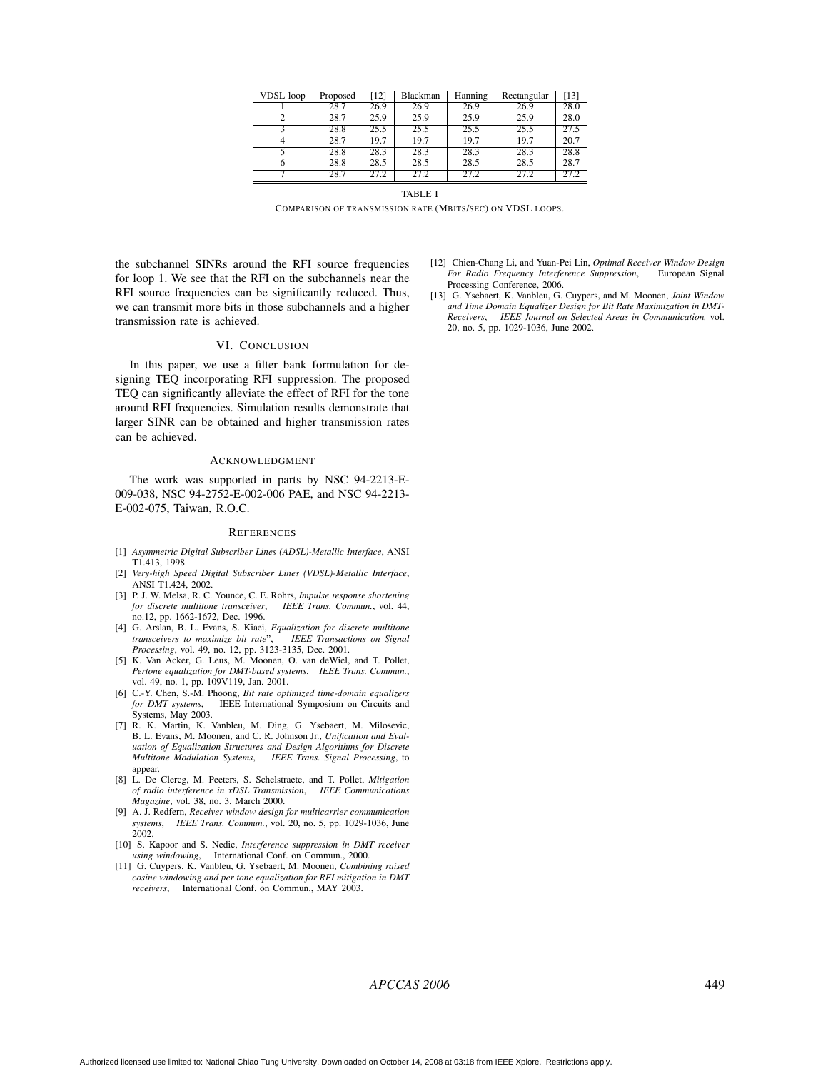| VDSL loop | Proposed | [12] | Blackman | Hanning | Rectangular | [13] |
|---|---|---|---|---|---|---|
| 1 | 28.7 | 26.9 | 26.9 | 26.9 | 26.9 | 28.0 |
| 2 | 28.7 | 25.9 | 25.9 | 25.9 | 25.9 | 28.0 |
| 3 | 28.8 | 25.5 | 25.5 | 25.5 | 25.5 | 27.5 |
| 4 | 28.7 | 19.7 | 19.7 | 19.7 | 19.7 | 20.7 |
| 5 | 28.8 | 28.3 | 28.3 | 28.3 | 28.3 | 28.8 |
| 6 | 28.8 | 28.5 | 28.5 | 28.5 | 28.5 | 28.7 |
| 7 | 28.7 | 27.2 | 27.2 | 27.2 | 27.2 | 27.2 |

TABLE I

COMPARISON OF TRANSMISSION RATE (MBITS/SEC) ON VDSL LOOPS.

the subchannel SINRs around the RFI source frequencies for loop 1. We see that the RFI on the subchannels near the RFI source frequencies can be significantly reduced. Thus, we can transmit more bits in those subchannels and a higher transmission rate is achieved.

## VI. Conclusion

In this paper, we use a filter bank formulation for designing TEQ incorporating RFI suppression. The proposed TEQ can significantly alleviate the effect of RFI for the tone around RFI frequencies. Simulation results demonstrate that larger SINR can be obtained and higher transmission rates can be achieved.

## Acknowledgment

The work was supported in parts by NSC 94-2213-E-009-038, NSC 94-2752-E-002-006 PAE, and NSC 94-2213-E-002-075, Taiwan, R.O.C.

## References

[1] *Asymmetric Digital Subscriber Lines (ADSL)-Metallic Interface*, ANSI T1.413, 1998.

[2] *Very-high Speed Digital Subscriber Lines (VDSL)-Metallic Interface*, ANSI T1.424, 2002.

[3] P. J. W. Melsa, R. C. Younce, C. E. Rohrs, *Impulse response shortening for discrete multitone transceiver*, *IEEE Trans. Commun.*, vol. 44, no.12, pp. 1662-1672, Dec. 1996.

[4] G. Arslan, B. L. Evans, S. Kiaei, *Equalization for discrete multitone transceivers to maximize bit rate*", *IEEE Transactions on Signal Processing*, vol. 49, no. 12, pp. 3123-3135, Dec. 2001.

[5] K. Van Acker, G. Leus, M. Moonen, O. van deWiel, and T. Pollet, *Pertone equalization for DMT-based systems*, *IEEE Trans. Commun.*, vol. 49, no. 1, pp. 109V119, Jan. 2001.

[6] C.-Y. Chen, S.-M. Phoong, *Bit rate optimized time-domain equalizers for DMT systems*, IEEE International Symposium on Circuits and Systems, May 2003.

[7] R. K. Martin, K. Vanbleu, M. Ding, G. Ysebaert, M. Milosevic, B. L. Evans, M. Moonen, and C. R. Johnson Jr., *Unification and Evaluation of Equalization Structures and Design Algorithms for Discrete Multitone Modulation Systems*, *IEEE Trans. Signal Processing*, to appear.

[8] L. De Clercg, M. Peeters, S. Schelstraete, and T. Pollet, *Mitigation of radio interference in xDSL Transmission*, *IEEE Communications Magazine*, vol. 38, no. 3, March 2000.

[9] A. J. Redfern, *Receiver window design for multicarrier communication systems*, *IEEE Trans. Commun.*, vol. 20, no. 5, pp. 1029-1036, June 2002.

[10] S. Kapoor and S. Nedic, *Interference suppression in DMT receiver using windowing*, International Conf. on Commun., 2000.

[11] G. Cuypers, K. Vanbleu, G. Ysebaert, M. Moonen, *Combining raised cosine windowing and per tone equalization for RFI mitigation in DMT receivers*, International Conf. on Commun., MAY 2003.

[12] Chien-Chang Li, and Yuan-Pei Lin, *Optimal Receiver Window Design For Radio Frequency Interference Suppression*, European Signal Processing Conference, 2006.

[13] G. Ysebaert, K. Vanbleu, G. Cuypers, and M. Moonen, *Joint Window and Time Domain Equalizer Design for Bit Rate Maximization in DMT-Receivers*, *IEEE Journal on Selected Areas in Communication,* vol. 20, no. 5, pp. 1029-1036, June 2002.